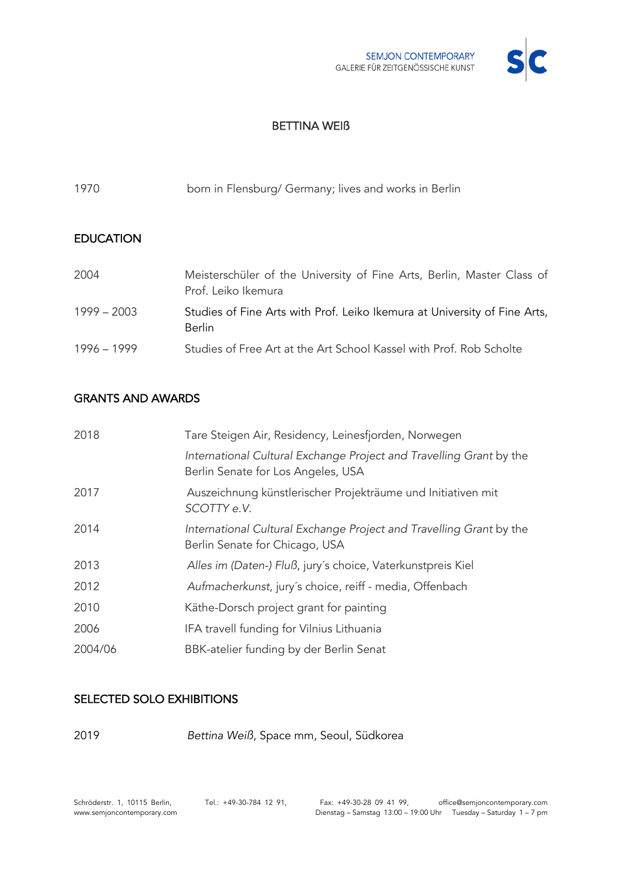# BETTINA WEIß

| | |
|---|---|
| 1970 | born in Flensburg/ Germany; lives and works in Berlin |

## EDUCATION

| | |
|---|---|
| 2004 | Meisterschüler of the University of Fine Arts, Berlin, Master Class of Prof. Leiko Ikemura |
| 1999 – 2003 | Studies of Fine Arts with Prof. Leiko Ikemura at University of Fine Arts, Berlin |
| 1996 – 1999 | Studies of Free Art at the Art School Kassel with Prof. Rob Scholte |

## GRANTS AND AWARDS

| | |
|---|---|
| 2018 | Tare Steigen Air, Residency, Leinesfjorden, Norwegen |
| | *International Cultural Exchange Project and Travelling Grant* by the Berlin Senate for Los Angeles, USA |
| 2017 | Auszeichnung künstlerischer Projekträume und Initiativen mit *SCOTTY e.V.* |
| 2014 | *International Cultural Exchange Project and Travelling Grant* by the Berlin Senate for Chicago, USA |
| 2013 | *Alles im (Daten-) Fluß*, jury´s choice, Vaterkunstpreis Kiel |
| 2012 | *Aufmacherkunst*, jury´s choice, reiff - media, Offenbach |
| 2010 | Käthe-Dorsch project grant for painting |
| 2006 | IFA travell funding for Vilnius Lithuania |
| 2004/06 | BBK-atelier funding by der Berlin Senat |

## SELECTED SOLO EXHIBITIONS

| | |
|---|---|
| 2019 | *Bettina Weiß*, Space mm, Seoul, Südkorea |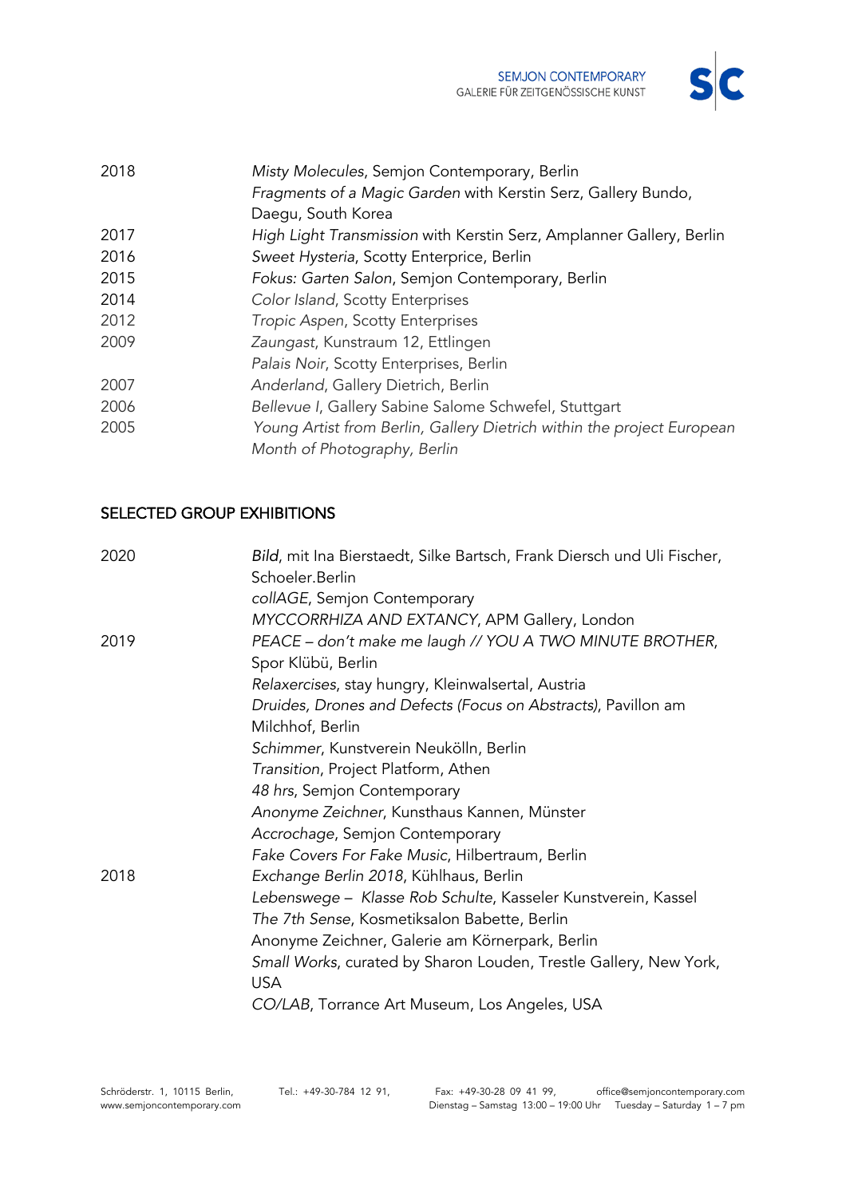| | |
|---|---|
| 2018 | *Misty Molecules*, Semjon Contemporary, Berlin |
| | *Fragments of a Magic Garden* with Kerstin Serz, Gallery Bundo, Daegu, South Korea |
| 2017 | *High Light Transmission* with Kerstin Serz, Amplanner Gallery, Berlin |
| 2016 | *Sweet Hysteria*, Scotty Enterprice, Berlin |
| 2015 | *Fokus: Garten Salon*, Semjon Contemporary, Berlin |
| 2014 | *Color Island*, Scotty Enterprises |
| 2012 | *Tropic Aspen*, Scotty Enterprises |
| 2009 | *Zaungast*, Kunstraum 12, Ettlingen |
| | *Palais Noir*, Scotty Enterprises, Berlin |
| 2007 | *Anderland*, Gallery Dietrich, Berlin |
| 2006 | *Bellevue I*, Gallery Sabine Salome Schwefel, Stuttgart |
| 2005 | *Young Artist from Berlin, Gallery Dietrich within the project European Month of Photography, Berlin* |

## SELECTED GROUP EXHIBITIONS

| | |
|---|---|
| 2020 | *Bild*, mit Ina Bierstaedt, Silke Bartsch, Frank Diersch und Uli Fischer, Schoeler.Berlin |
| | *collAGE*, Semjon Contemporary |
| | *MYCCORRHIZA AND EXTANCY*, APM Gallery, London |
| 2019 | *PEACE – don't make me laugh // YOU A TWO MINUTE BROTHER*, Spor Klübü, Berlin |
| | *Relaxercises*, stay hungry, Kleinwalsertal, Austria |
| | *Druides, Drones and Defects (Focus on Abstracts)*, Pavillon am Milchhof, Berlin |
| | *Schimmer*, Kunstverein Neukölln, Berlin |
| | *Transition*, Project Platform, Athen |
| | *48 hrs*, Semjon Contemporary |
| | *Anonyme Zeichner*, Kunsthaus Kannen, Münster |
| | *Accrochage*, Semjon Contemporary |
| | *Fake Covers For Fake Music*, Hilbertraum, Berlin |
| 2018 | *Exchange Berlin 2018*, Kühlhaus, Berlin |
| | *Lebenswege – Klasse Rob Schulte*, Kasseler Kunstverein, Kassel |
| | *The 7th Sense*, Kosmetiksalon Babette, Berlin |
| | Anonyme Zeichner, Galerie am Körnerpark, Berlin |
| | *Small Works*, curated by Sharon Louden, Trestle Gallery, New York, USA |
| | *CO/LAB*, Torrance Art Museum, Los Angeles, USA |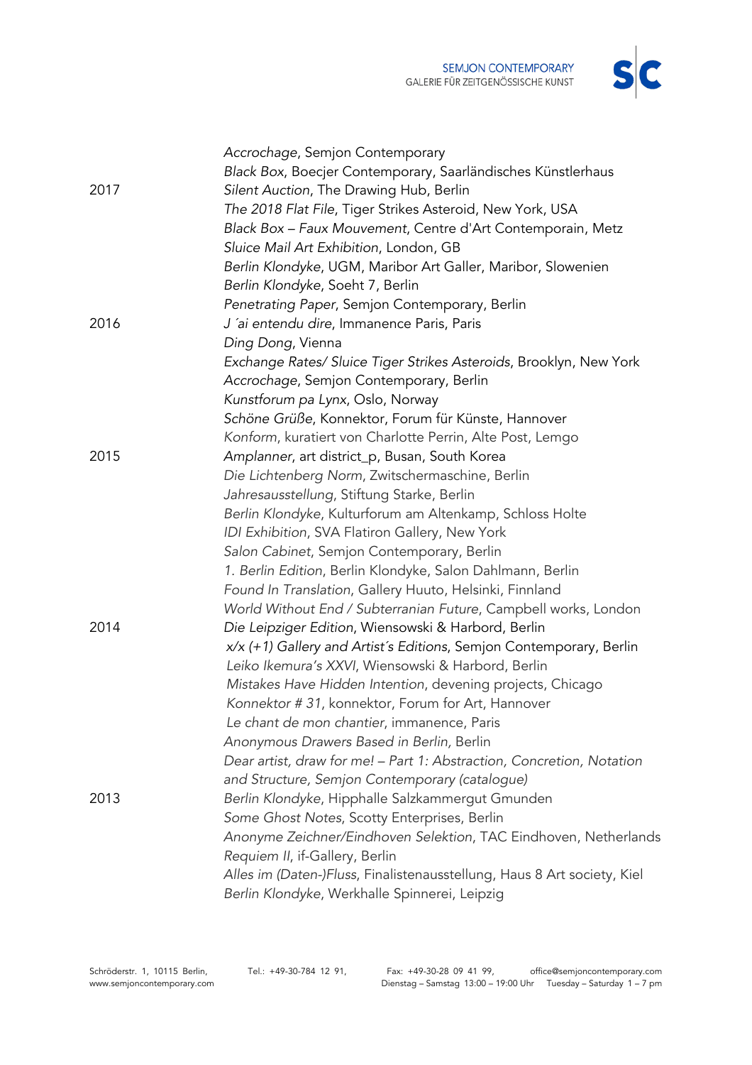| | |
|---|---|
| | *Accrochage*, Semjon Contemporary |
| | *Black Box*, Boecjer Contemporary, Saarländisches Künstlerhaus |
| 2017 | *Silent Auction*, The Drawing Hub, Berlin |
| | *The 2018 Flat File*, Tiger Strikes Asteroid, New York, USA |
| | *Black Box – Faux Mouvement*, Centre d'Art Contemporain, Metz |
| | *Sluice Mail Art Exhibition*, London, GB |
| | *Berlin Klondyke*, UGM, Maribor Art Galler, Maribor, Slowenien |
| | *Berlin Klondyke*, Soeht 7, Berlin |
| | *Penetrating Paper*, Semjon Contemporary, Berlin |
| 2016 | *J ´ai entendu dire*, Immanence Paris, Paris |
| | *Ding Dong*, Vienna |
| | *Exchange Rates/ Sluice Tiger Strikes Asteroids*, Brooklyn, New York |
| | *Accrochage*, Semjon Contemporary, Berlin |
| | *Kunstforum pa Lynx*, Oslo, Norway |
| | *Schöne Grüße*, Konnektor, Forum für Künste, Hannover |
| | *Konform*, kuratiert von Charlotte Perrin, Alte Post, Lemgo |
| 2015 | *Amplanner*, art district_p, Busan, South Korea |
| | *Die Lichtenberg Norm*, Zwitschermaschine, Berlin |
| | *Jahresausstellung*, Stiftung Starke, Berlin |
| | *Berlin Klondyke*, Kulturforum am Altenkamp, Schloss Holte |
| | *IDI Exhibition*, SVA Flatiron Gallery, New York |
| | *Salon Cabinet*, Semjon Contemporary, Berlin |
| | *1. Berlin Edition*, Berlin Klondyke, Salon Dahlmann, Berlin |
| | *Found In Translation*, Gallery Huuto, Helsinki, Finnland |
| | *World Without End / Subterranian Future*, Campbell works, London |
| 2014 | *Die Leipziger Edition*, Wiensowski & Harbord, Berlin |
| | *x/x (+1) Gallery and Artist´s Editions*, Semjon Contemporary, Berlin |
| | *Leiko Ikemura's XXVI*, Wiensowski & Harbord, Berlin |
| | *Mistakes Have Hidden Intention*, devening projects, Chicago |
| | *Konnektor # 31*, konnektor, Forum for Art, Hannover |
| | *Le chant de mon chantier*, immanence, Paris |
| | *Anonymous Drawers Based in Berlin,* Berlin |
| | *Dear artist, draw for me! – Part 1: Abstraction, Concretion, Notation and Structure, Semjon Contemporary (catalogue)* |
| 2013 | *Berlin Klondyke*, Hipphalle Salzkammergut Gmunden |
| | *Some Ghost Notes*, Scotty Enterprises, Berlin |
| | *Anonyme Zeichner/Eindhoven Selektion*, TAC Eindhoven, Netherlands |
| | *Requiem II*, if-Gallery, Berlin |
| | *Alles im (Daten-)Fluss*, Finalistenausstellung, Haus 8 Art society, Kiel |
| | *Berlin Klondyke*, Werkhalle Spinnerei, Leipzig |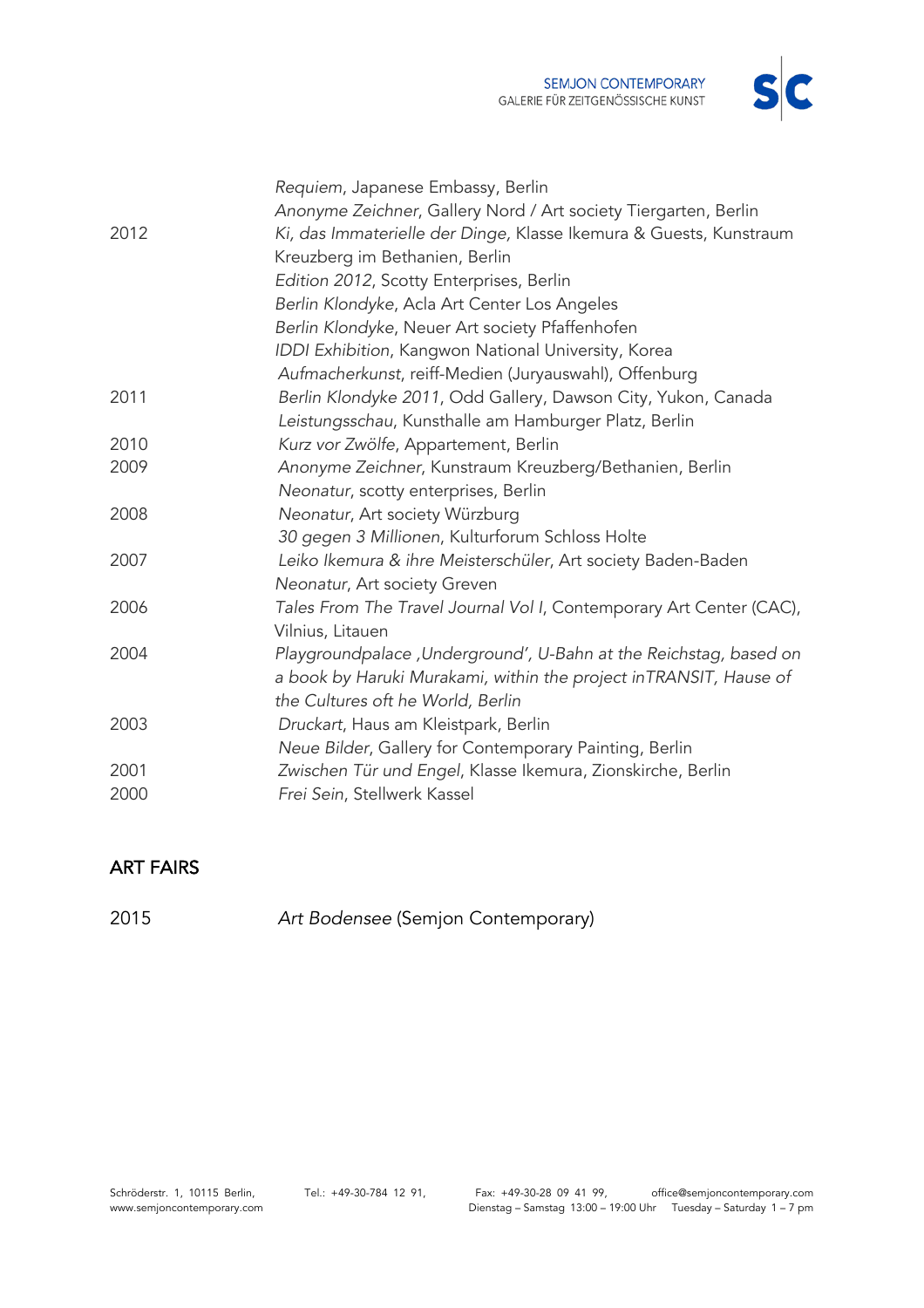| | |
|---|---|
| | *Requiem*, Japanese Embassy, Berlin |
| | *Anonyme Zeichner*, Gallery Nord / Art society Tiergarten, Berlin |
| 2012 | *Ki, das Immaterielle der Dinge,* Klasse Ikemura & Guests, Kunstraum Kreuzberg im Bethanien, Berlin |
| | *Edition 2012*, Scotty Enterprises, Berlin |
| | *Berlin Klondyke*, Acla Art Center Los Angeles |
| | *Berlin Klondyke*, Neuer Art society Pfaffenhofen |
| | *IDDI Exhibition*, Kangwon National University, Korea |
| | *Aufmacherkunst*, reiff-Medien (Juryauswahl), Offenburg |
| 2011 | *Berlin Klondyke 2011*, Odd Gallery, Dawson City, Yukon, Canada |
| | *Leistungsschau*, Kunsthalle am Hamburger Platz, Berlin |
| 2010 | *Kurz vor Zwölfe*, Appartement, Berlin |
| 2009 | *Anonyme Zeichner*, Kunstraum Kreuzberg/Bethanien, Berlin |
| | *Neonatur*, scotty enterprises, Berlin |
| 2008 | *Neonatur*, Art society Würzburg |
| | *30 gegen 3 Millionen*, Kulturforum Schloss Holte |
| 2007 | *Leiko Ikemura & ihre Meisterschüler*, Art society Baden-Baden |
| | *Neonatur*, Art society Greven |
| 2006 | *Tales From The Travel Journal Vol I*, Contemporary Art Center (CAC), Vilnius, Litauen |
| 2004 | *Playgroundpalace ‚Underground', U-Bahn at the Reichstag, based on a book by Haruki Murakami, within the project inTRANSIT, Hause of the Cultures oft he World, Berlin* |
| 2003 | *Druckart*, Haus am Kleistpark, Berlin |
| | *Neue Bilder*, Gallery for Contemporary Painting, Berlin |
| 2001 | *Zwischen Tür und Engel*, Klasse Ikemura, Zionskirche, Berlin |
| 2000 | *Frei Sein*, Stellwerk Kassel |

## ART FAIRS

| | |
|---|---|
| 2015 | *Art Bodensee* (Semjon Contemporary) |